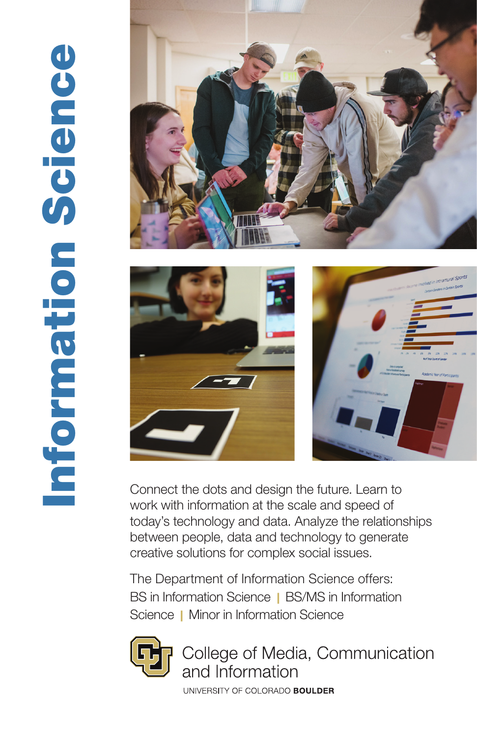# Information Science

Connect the dots and design the future. Learn to work with information at the scale and speed of today's technology and data. Analyze the relationships between people, data and technology to generate creative solutions for complex social issues.

The Department of Information Science offers:
BS in Information Science | BS/MS in Information Science | Minor in Information Science

College of Media, Communication and Information

UNIVERSITY OF COLORADO **BOULDER**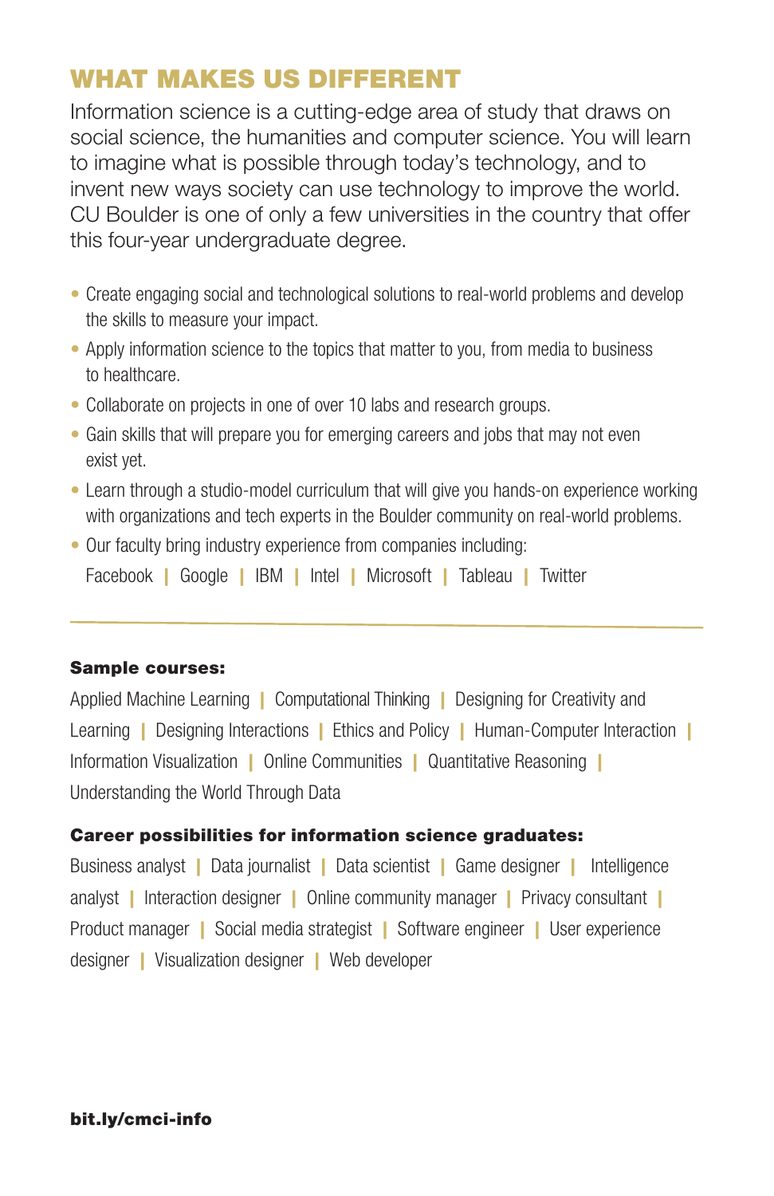## WHAT MAKES US DIFFERENT

Information science is a cutting-edge area of study that draws on social science, the humanities and computer science. You will learn to imagine what is possible through today's technology, and to invent new ways society can use technology to improve the world. CU Boulder is one of only a few universities in the country that offer this four-year undergraduate degree.

- Create engaging social and technological solutions to real-world problems and develop the skills to measure your impact.
- Apply information science to the topics that matter to you, from media to business to healthcare.
- Collaborate on projects in one of over 10 labs and research groups.
- Gain skills that will prepare you for emerging careers and jobs that may not even exist yet.
- Learn through a studio-model curriculum that will give you hands-on experience working with organizations and tech experts in the Boulder community on real-world problems.
- Our faculty bring industry experience from companies including:
  Facebook | Google | IBM | Intel | Microsoft | Tableau | Twitter

---

**Sample courses:**

Applied Machine Learning | Computational Thinking | Designing for Creativity and Learning | Designing Interactions | Ethics and Policy | Human-Computer Interaction | Information Visualization | Online Communities | Quantitative Reasoning | Understanding the World Through Data

**Career possibilities for information science graduates:**

Business analyst | Data journalist | Data scientist | Game designer | Intelligence analyst | Interaction designer | Online community manager | Privacy consultant | Product manager | Social media strategist | Software engineer | User experience designer | Visualization designer | Web developer

**bit.ly/cmci-info**